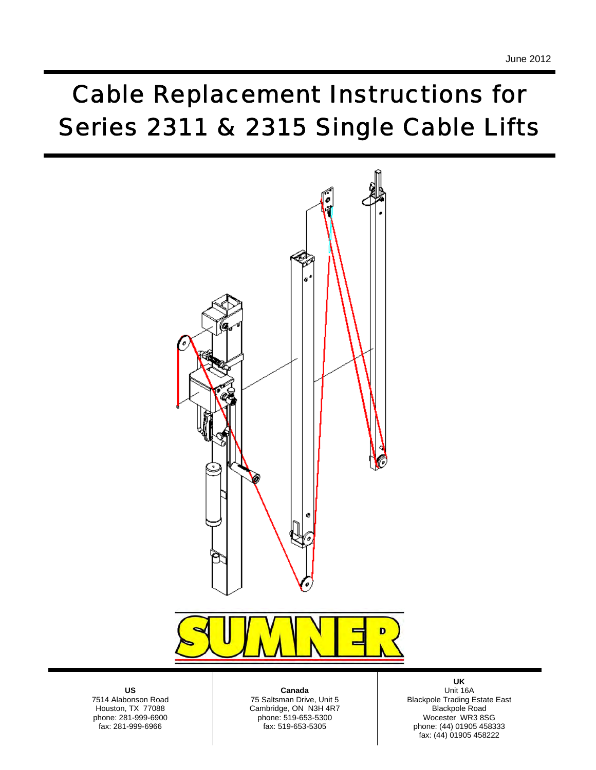June 2012

# Cable Replacement Instructions for Series 2311 & 2315 Single Cable Lifts

**US**
7514 Alabonson Road
Houston, TX 77088
phone: 281-999-6900
fax: 281-999-6966

**Canada**
75 Saltsman Drive, Unit 5
Cambridge, ON N3H 4R7
phone: 519-653-5300
fax: 519-653-5305

**UK**
Unit 16A
Blackpole Trading Estate East
Blackpole Road
Wocester WR3 8SG
phone: (44) 01905 458333
fax: (44) 01905 458222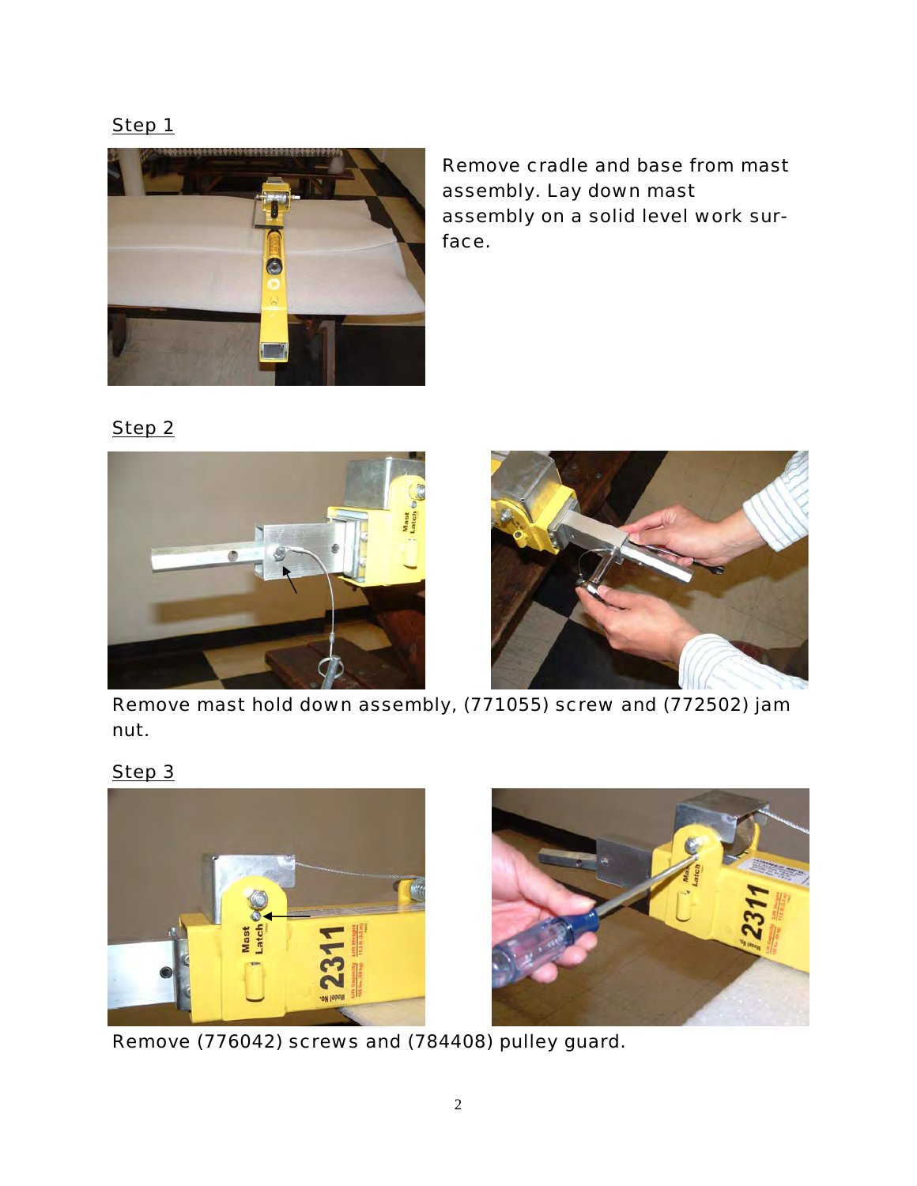Step 1

Remove cradle and base from mast assembly. Lay down mast assembly on a solid level work surface.

Step 2

Remove mast hold down assembly, (771055) screw and (772502) jam nut.

Step 3

Remove (776042) screws and (784408) pulley guard.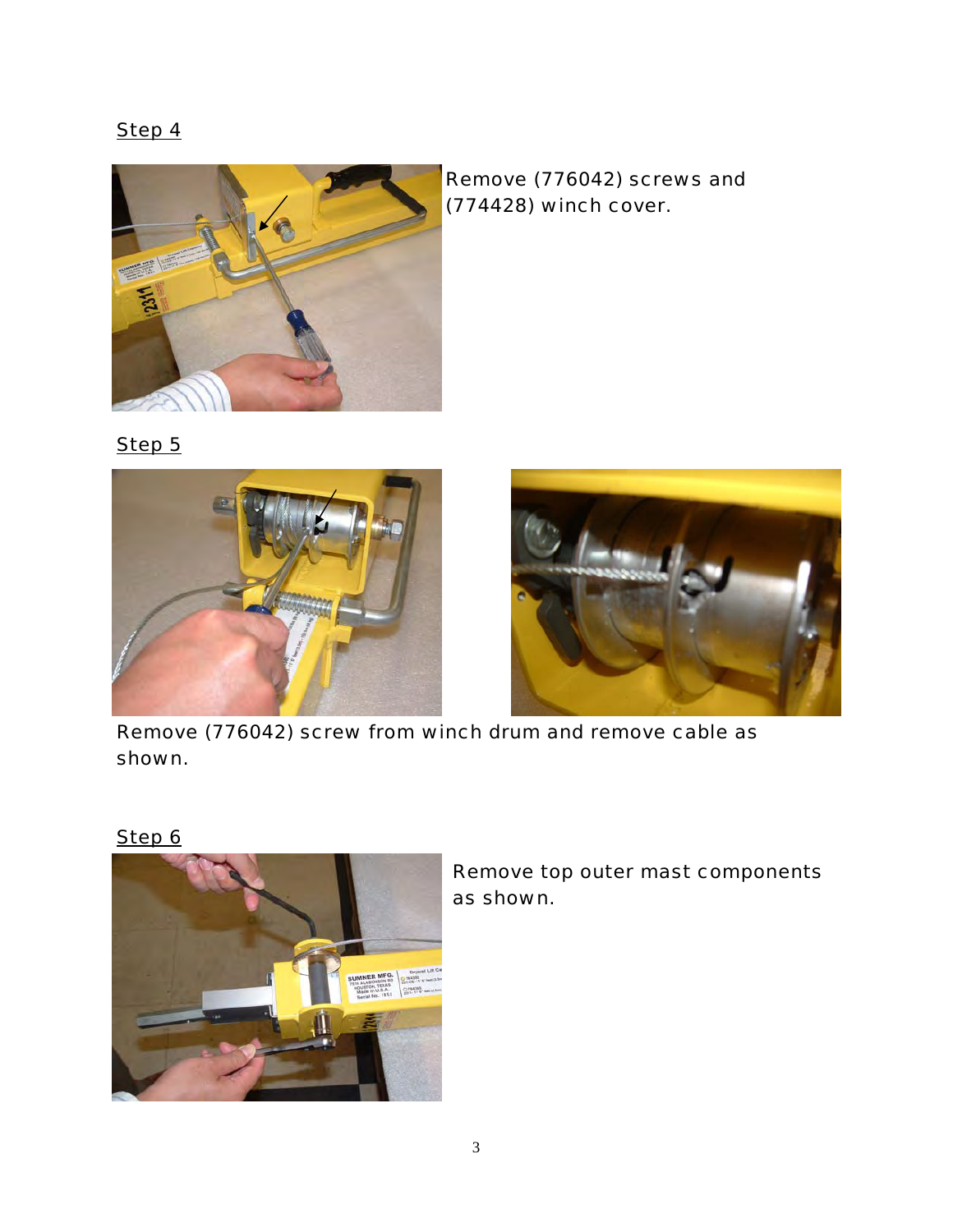Step 4

Remove (776042) screws and (774428) winch cover.

Step 5

Remove (776042) screw from winch drum and remove cable as shown.

Step 6

Remove top outer mast components as shown.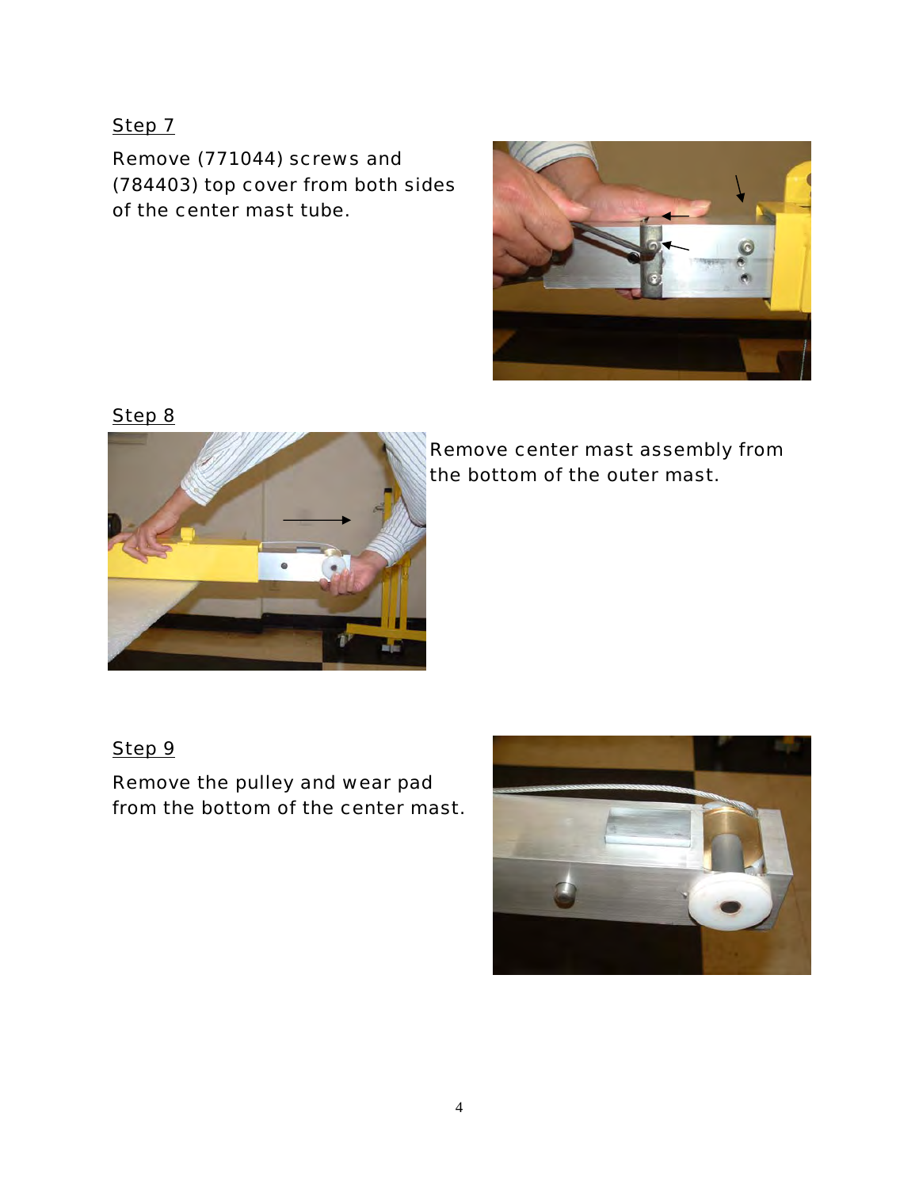Step 7

Remove (771044) screws and (784403) top cover from both sides of the center mast tube.

Step 8

Remove center mast assembly from the bottom of the outer mast.

Step 9

Remove the pulley and wear pad from the bottom of the center mast.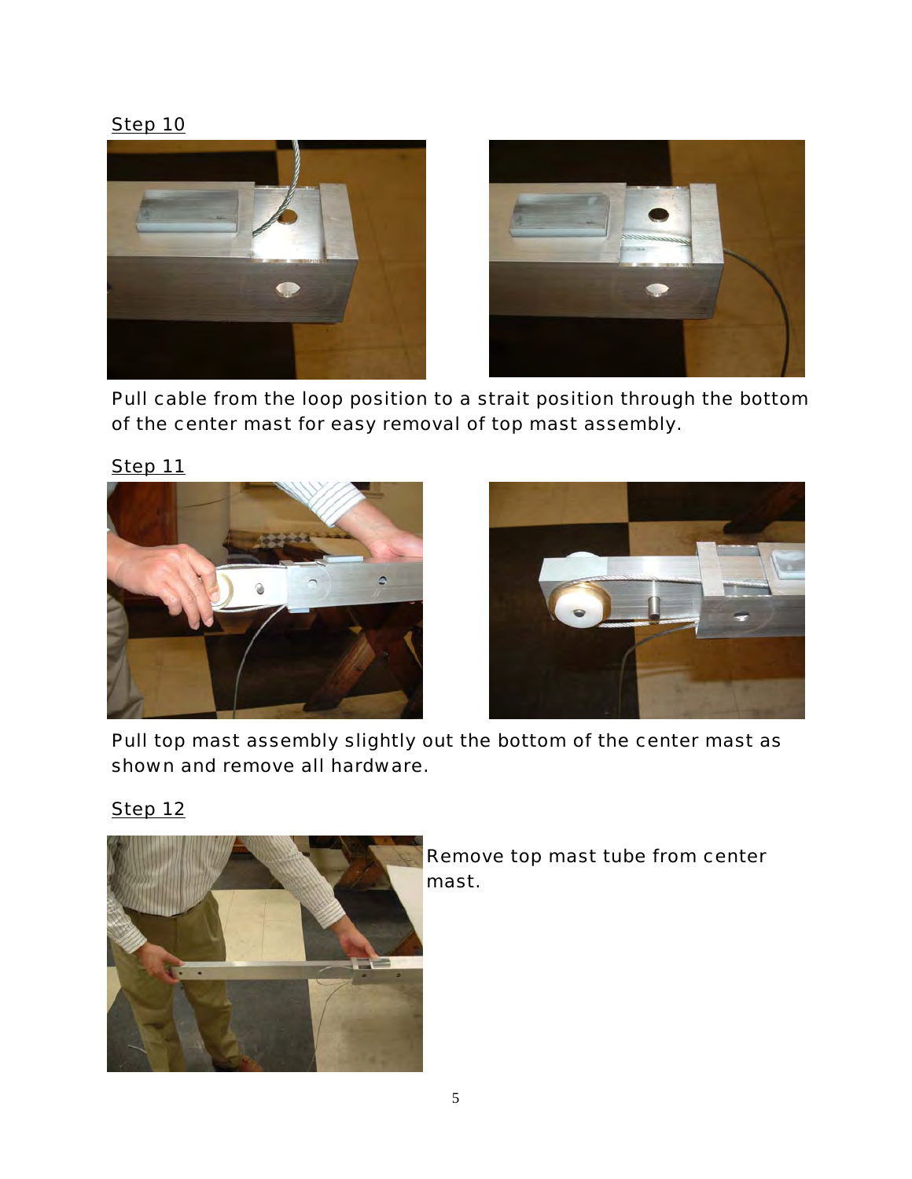Step 10

Pull cable from the loop position to a strait position through the bottom of the center mast for easy removal of top mast assembly.

Step 11

Pull top mast assembly slightly out the bottom of the center mast as shown and remove all hardware.

Step 12

Remove top mast tube from center mast.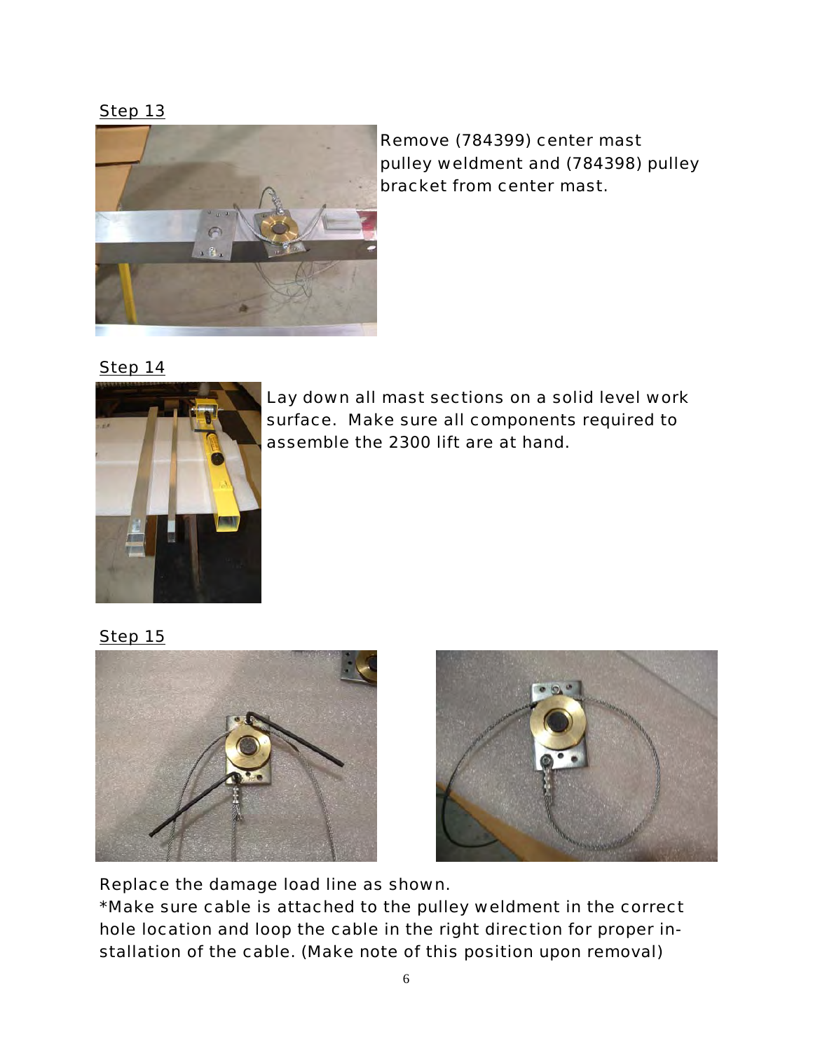Step 13

Remove (784399) center mast pulley weldment and (784398) pulley bracket from center mast.

Step 14

Lay down all mast sections on a solid level work surface. Make sure all components required to assemble the 2300 lift are at hand.

Step 15

Replace the damage load line as shown.
*Make sure cable is attached to the pulley weldment in the correct hole location and loop the cable in the right direction for proper installation of the cable. (Make note of this position upon removal)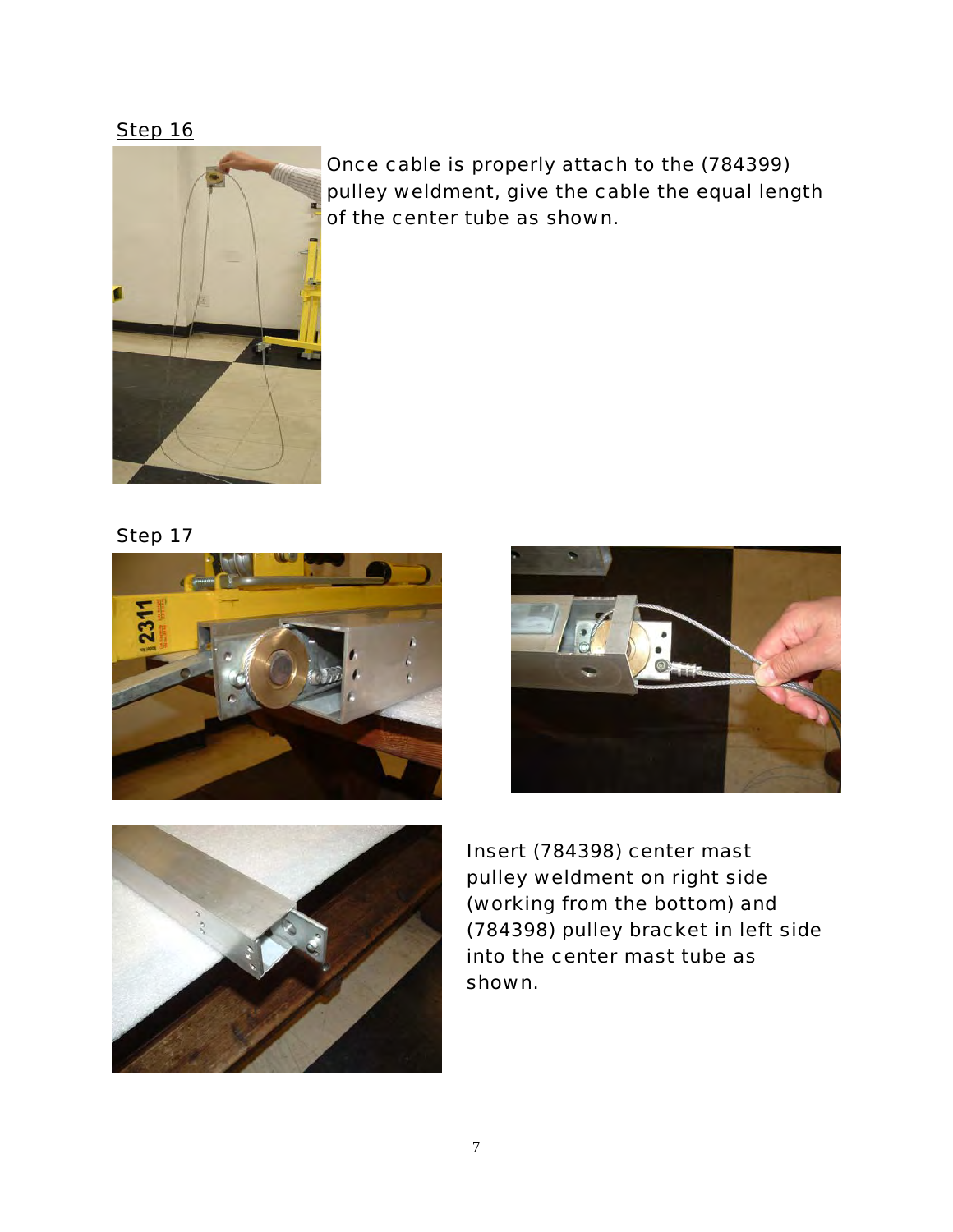Step 16

Once cable is properly attach to the (784399) pulley weldment, give the cable the equal length of the center tube as shown.

Step 17

Insert (784398) center mast pulley weldment on right side (working from the bottom) and (784398) pulley bracket in left side into the center mast tube as shown.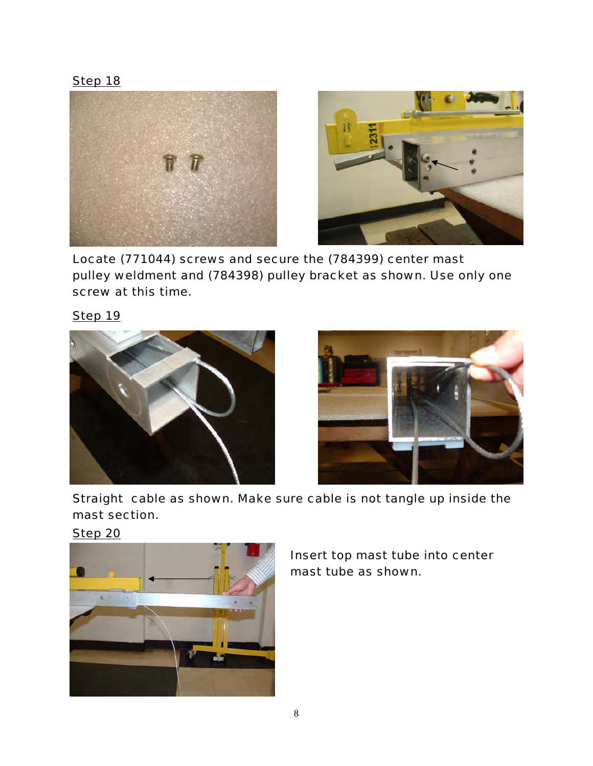Step 18

Locate (771044) screws and secure the (784399) center mast pulley weldment and (784398) pulley bracket as shown. Use only one screw at this time.

Step 19

Straight  cable as shown. Make sure cable is not tangle up inside the mast section.

Step 20

Insert top mast tube into center mast tube as shown.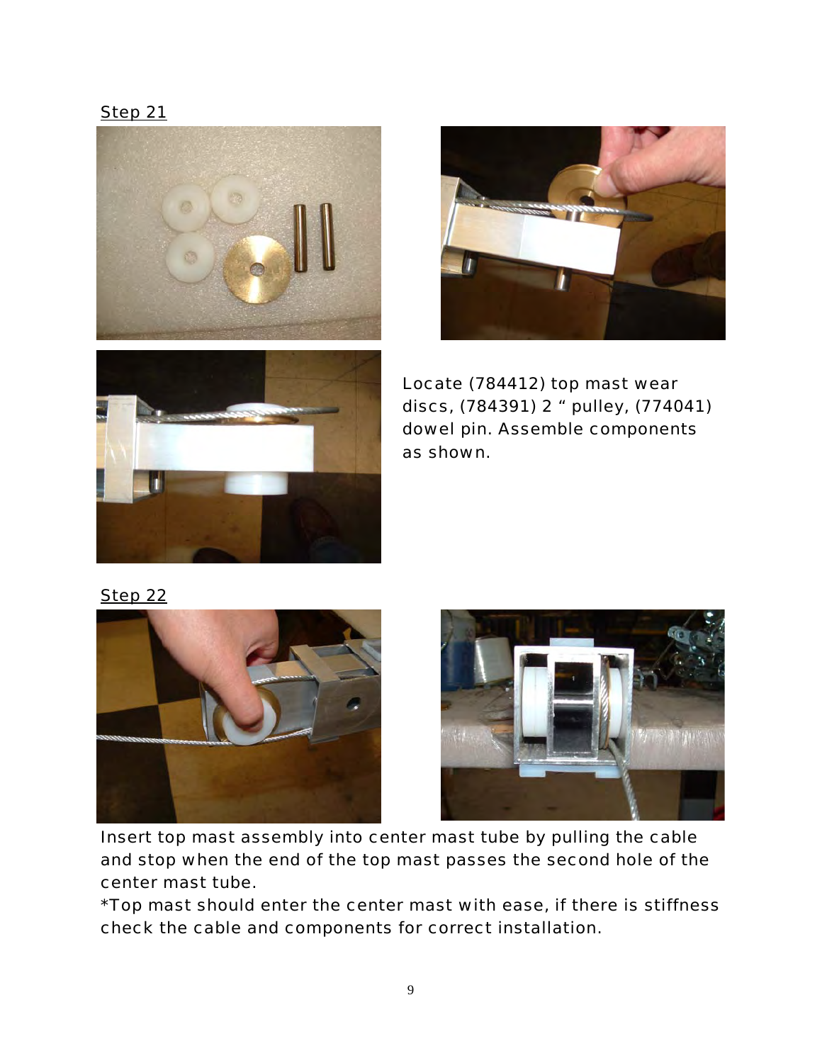Step 21

Locate (784412) top mast wear discs, (784391) 2 " pulley, (774041) dowel pin. Assemble components as shown.

Step 22

Insert top mast assembly into center mast tube by pulling the cable and stop when the end of the top mast passes the second hole of the center mast tube.

*Top mast should enter the center mast with ease, if there is stiffness check the cable and components for correct installation.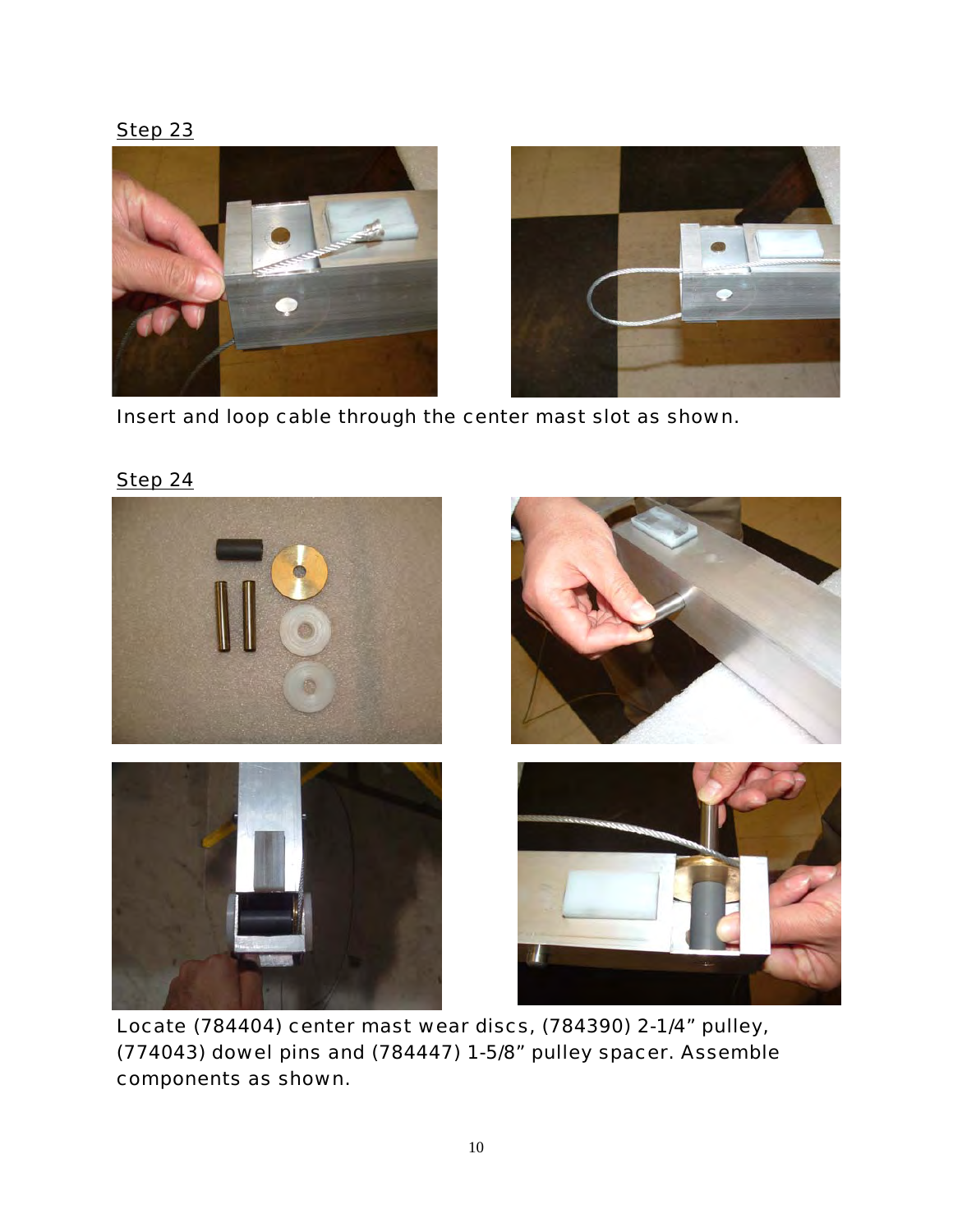Step 23

Insert and loop cable through the center mast slot as shown.

Step 24

Locate (784404) center mast wear discs, (784390) 2-1/4" pulley, (774043) dowel pins and (784447) 1-5/8" pulley spacer. Assemble components as shown.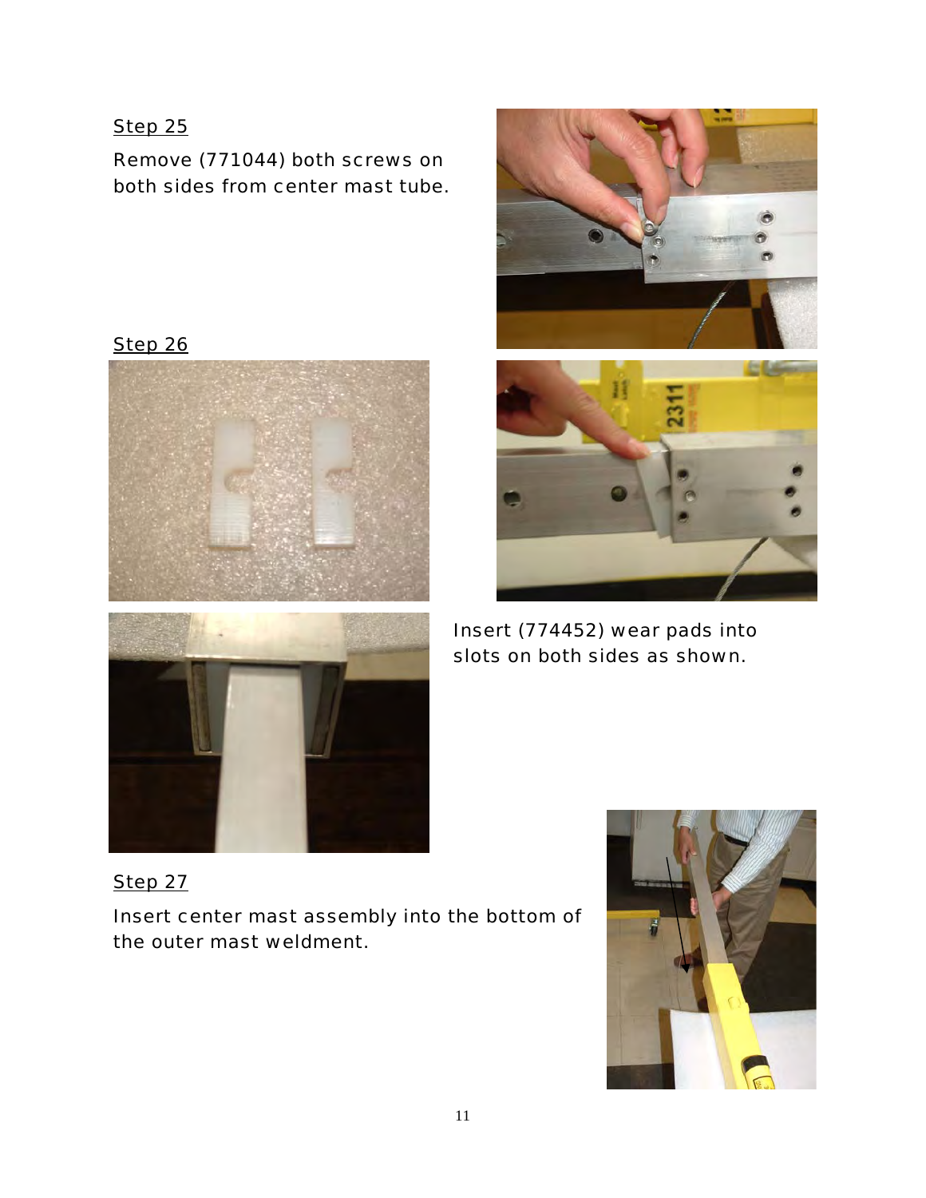## Step 25

Remove (771044) both screws on both sides from center mast tube.

## Step 26

Insert (774452) wear pads into slots on both sides as shown.

## Step 27

Insert center mast assembly into the bottom of the outer mast weldment.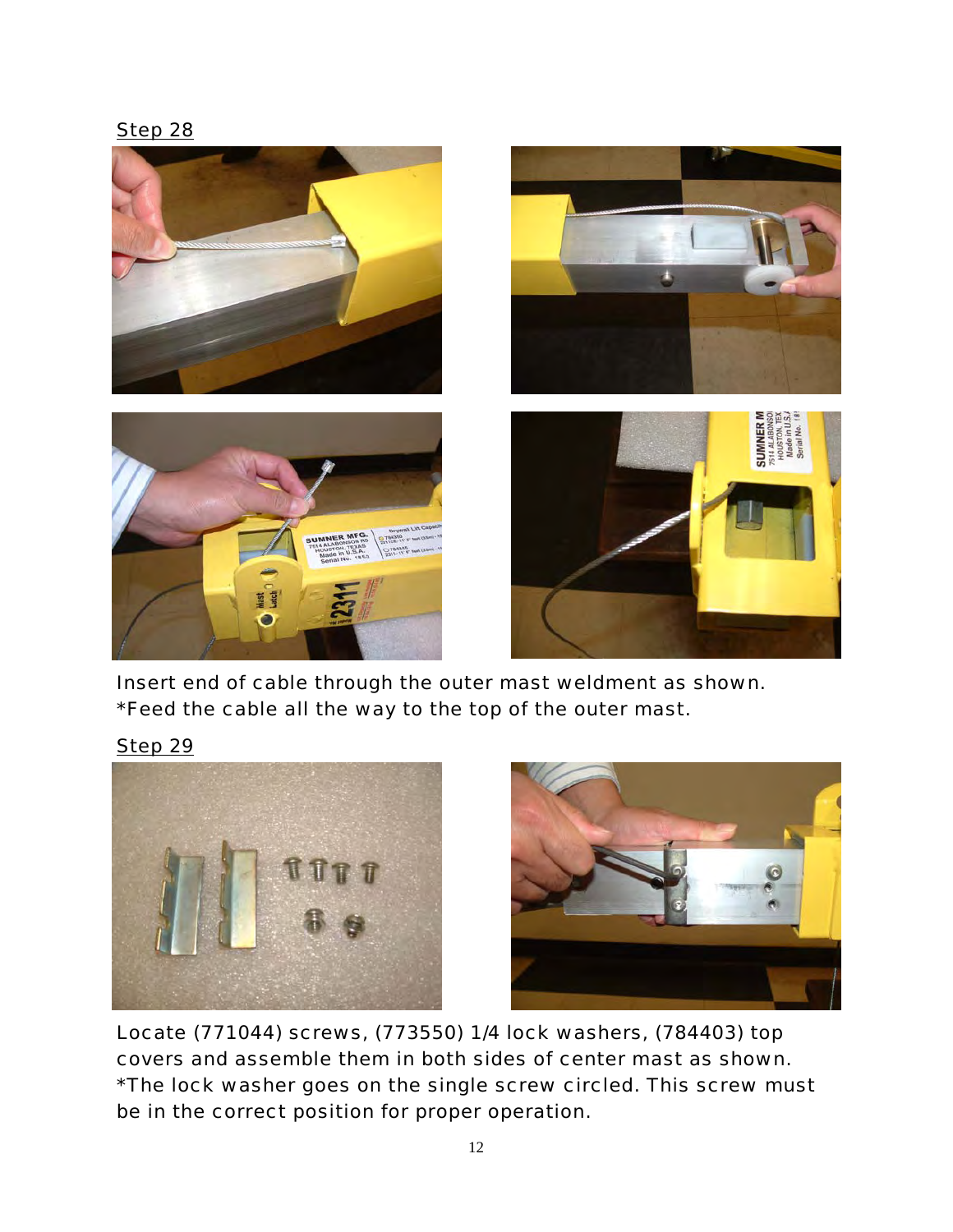Step 28

Insert end of cable through the outer mast weldment as shown.
*Feed the cable all the way to the top of the outer mast.

Step 29

Locate (771044) screws, (773550) 1/4 lock washers, (784403) top covers and assemble them in both sides of center mast as shown.
*The lock washer goes on the single screw circled. This screw must be in the correct position for proper operation.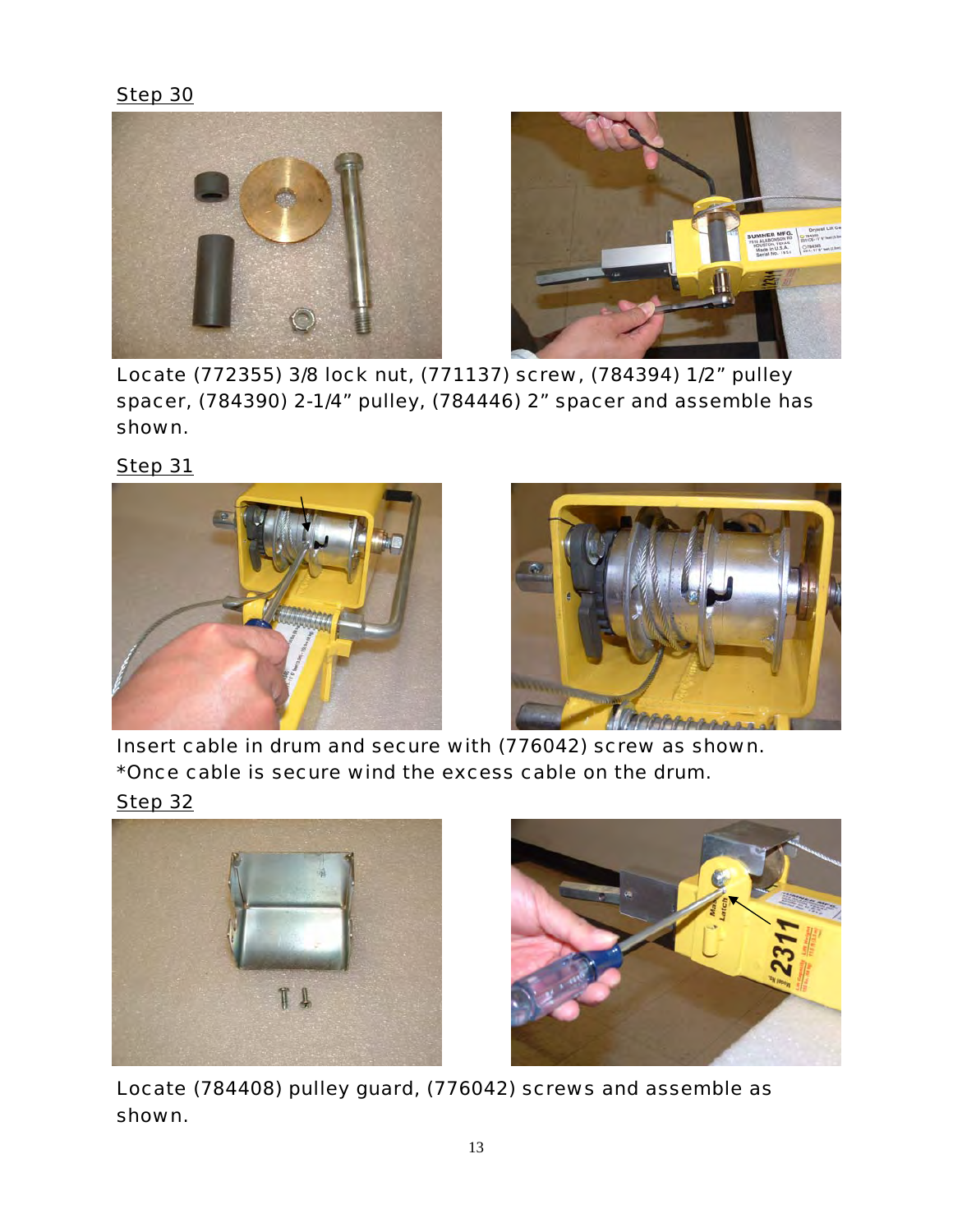Step 30

Locate (772355) 3/8 lock nut, (771137) screw, (784394) 1/2" pulley spacer, (784390) 2-1/4" pulley, (784446) 2" spacer and assemble has shown.

Step 31

Insert cable in drum and secure with (776042) screw as shown.
*Once cable is secure wind the excess cable on the drum.

Step 32

Locate (784408) pulley guard, (776042) screws and assemble as shown.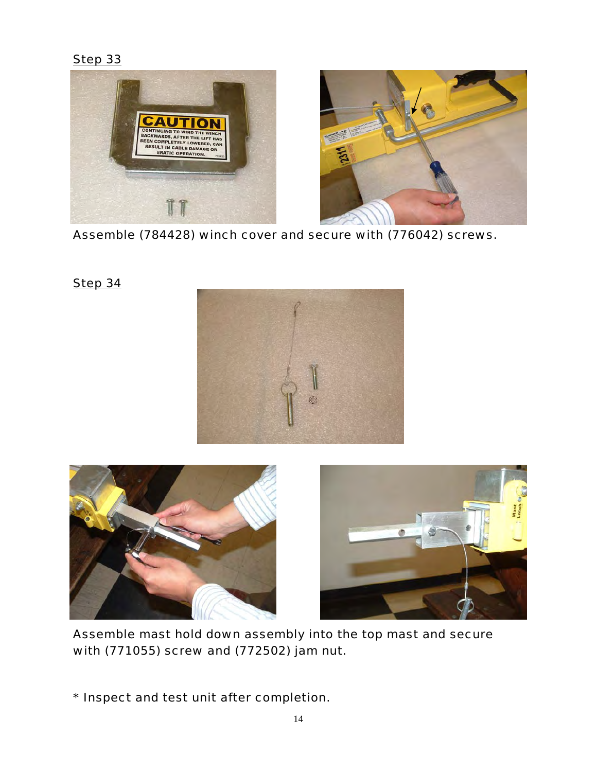Step 33

Assemble (784428) winch cover and secure with (776042) screws.

Step 34

Assemble mast hold down assembly into the top mast and secure with (771055) screw and (772502) jam nut.

* Inspect and test unit after completion.